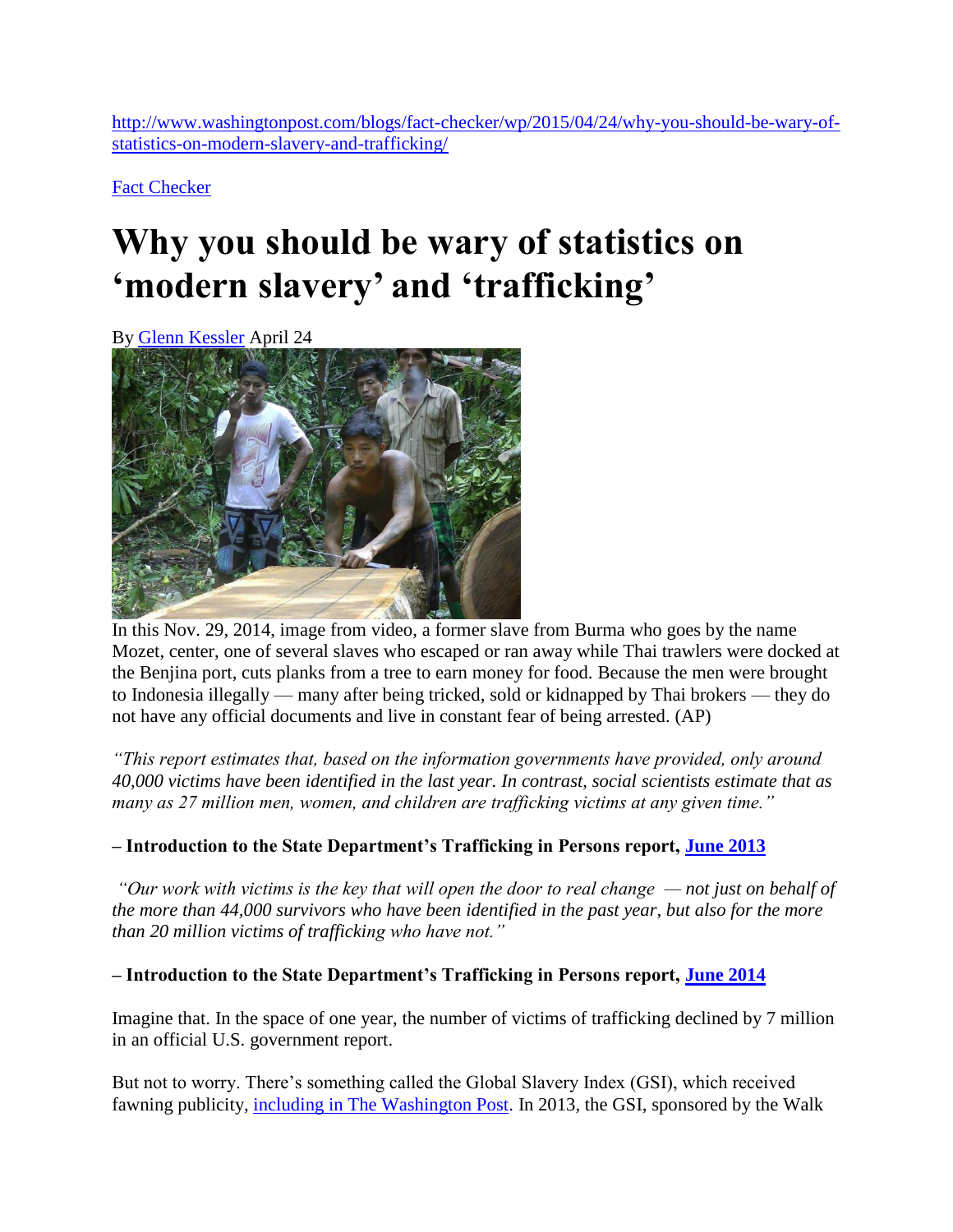http://www.washingtonpost.com/blogs/fact-checker/wp/2015/04/24/why-you-should-be-wary-of-statistics-on-modern-slavery-and-trafficking/

Fact Checker

# Why you should be wary of statistics on 'modern slavery' and 'trafficking'

By Glenn Kessler April 24

In this Nov. 29, 2014, image from video, a former slave from Burma who goes by the name Mozet, center, one of several slaves who escaped or ran away while Thai trawlers were docked at the Benjina port, cuts planks from a tree to earn money for food. Because the men were brought to Indonesia illegally — many after being tricked, sold or kidnapped by Thai brokers — they do not have any official documents and live in constant fear of being arrested. (AP)

*"This report estimates that, based on the information governments have provided, only around 40,000 victims have been identified in the last year. In contrast, social scientists estimate that as many as 27 million men, women, and children are trafficking victims at any given time."*

**– Introduction to the State Department's Trafficking in Persons report, June 2013**

*"Our work with victims is the key that will open the door to real change — not just on behalf of the more than 44,000 survivors who have been identified in the past year, but also for the more than 20 million victims of trafficking who have not."*

**– Introduction to the State Department's Trafficking in Persons report, June 2014**

Imagine that. In the space of one year, the number of victims of trafficking declined by 7 million in an official U.S. government report.

But not to worry. There's something called the Global Slavery Index (GSI), which received fawning publicity, including in The Washington Post. In 2013, the GSI, sponsored by the Walk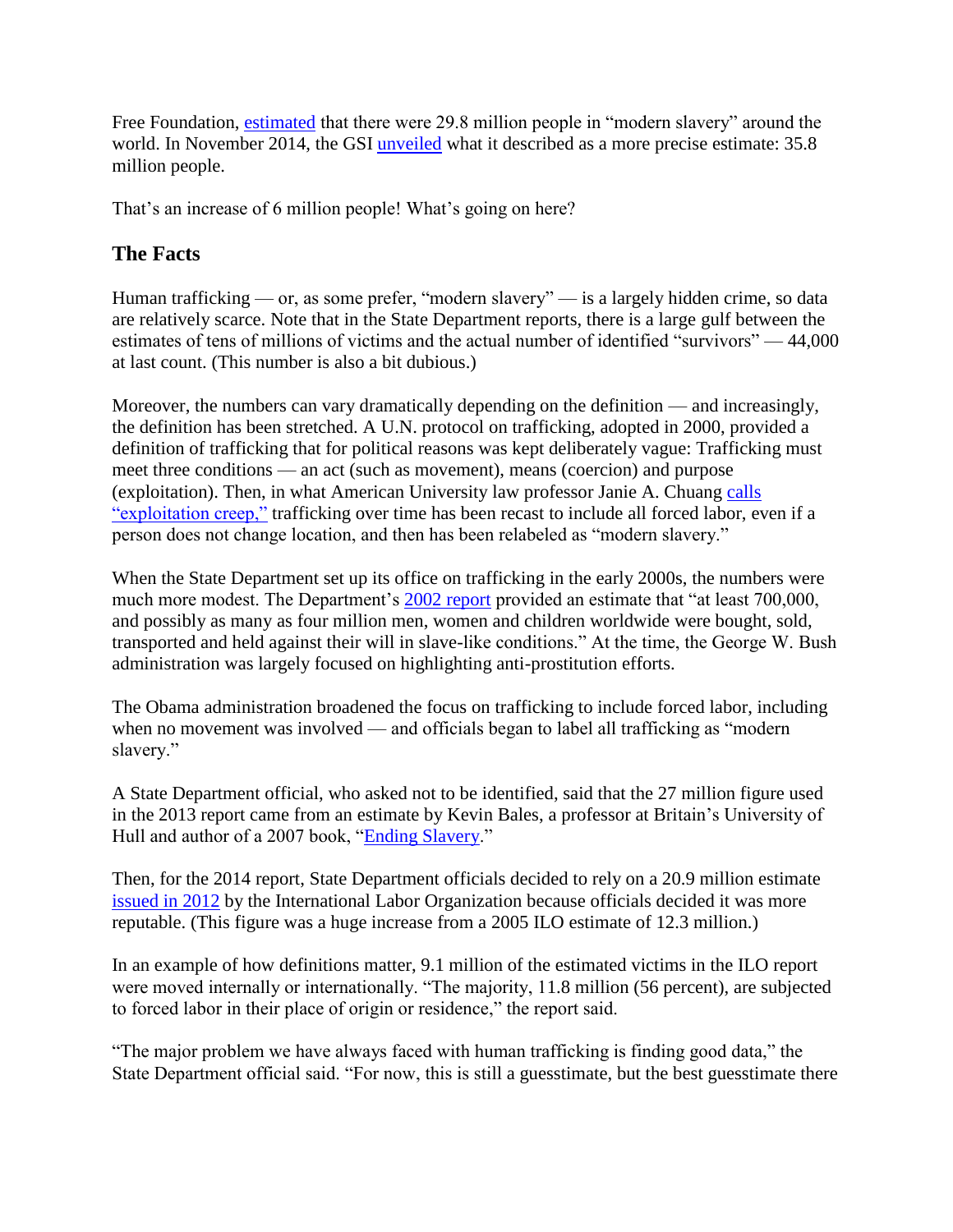Free Foundation, estimated that there were 29.8 million people in "modern slavery" around the world. In November 2014, the GSI unveiled what it described as a more precise estimate: 35.8 million people.

That's an increase of 6 million people! What's going on here?

## The Facts

Human trafficking — or, as some prefer, "modern slavery" — is a largely hidden crime, so data are relatively scarce. Note that in the State Department reports, there is a large gulf between the estimates of tens of millions of victims and the actual number of identified "survivors" — 44,000 at last count. (This number is also a bit dubious.)

Moreover, the numbers can vary dramatically depending on the definition — and increasingly, the definition has been stretched. A U.N. protocol on trafficking, adopted in 2000, provided a definition of trafficking that for political reasons was kept deliberately vague: Trafficking must meet three conditions — an act (such as movement), means (coercion) and purpose (exploitation). Then, in what American University law professor Janie A. Chuang calls "exploitation creep," trafficking over time has been recast to include all forced labor, even if a person does not change location, and then has been relabeled as "modern slavery."

When the State Department set up its office on trafficking in the early 2000s, the numbers were much more modest. The Department's 2002 report provided an estimate that "at least 700,000, and possibly as many as four million men, women and children worldwide were bought, sold, transported and held against their will in slave-like conditions." At the time, the George W. Bush administration was largely focused on highlighting anti-prostitution efforts.

The Obama administration broadened the focus on trafficking to include forced labor, including when no movement was involved — and officials began to label all trafficking as "modern slavery."

A State Department official, who asked not to be identified, said that the 27 million figure used in the 2013 report came from an estimate by Kevin Bales, a professor at Britain's University of Hull and author of a 2007 book, "Ending Slavery."

Then, for the 2014 report, State Department officials decided to rely on a 20.9 million estimate issued in 2012 by the International Labor Organization because officials decided it was more reputable. (This figure was a huge increase from a 2005 ILO estimate of 12.3 million.)

In an example of how definitions matter, 9.1 million of the estimated victims in the ILO report were moved internally or internationally. "The majority, 11.8 million (56 percent), are subjected to forced labor in their place of origin or residence," the report said.

"The major problem we have always faced with human trafficking is finding good data," the State Department official said. "For now, this is still a guesstimate, but the best guesstimate there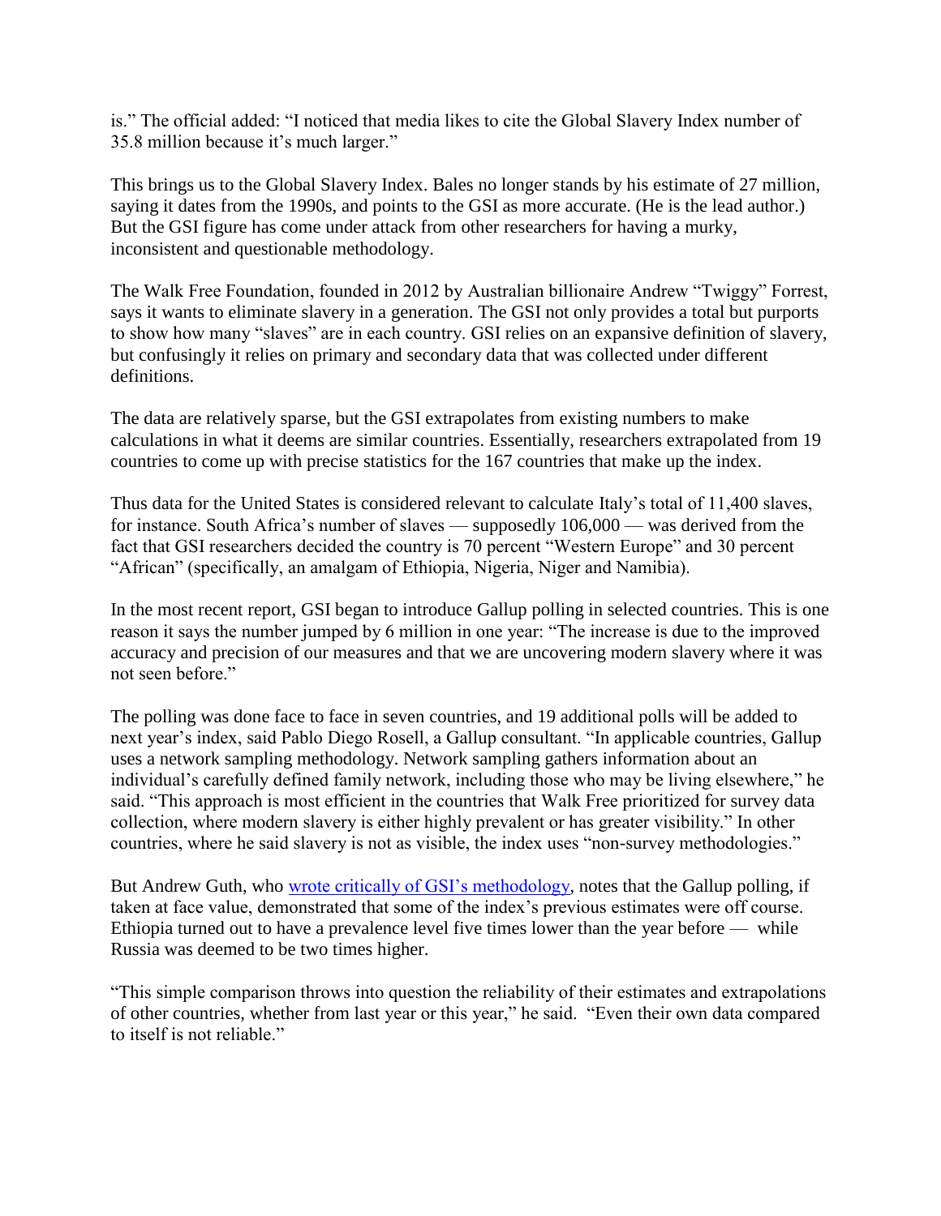is." The official added: "I noticed that media likes to cite the Global Slavery Index number of 35.8 million because it's much larger."

This brings us to the Global Slavery Index. Bales no longer stands by his estimate of 27 million, saying it dates from the 1990s, and points to the GSI as more accurate. (He is the lead author.) But the GSI figure has come under attack from other researchers for having a murky, inconsistent and questionable methodology.

The Walk Free Foundation, founded in 2012 by Australian billionaire Andrew "Twiggy" Forrest, says it wants to eliminate slavery in a generation. The GSI not only provides a total but purports to show how many "slaves" are in each country. GSI relies on an expansive definition of slavery, but confusingly it relies on primary and secondary data that was collected under different definitions.

The data are relatively sparse, but the GSI extrapolates from existing numbers to make calculations in what it deems are similar countries. Essentially, researchers extrapolated from 19 countries to come up with precise statistics for the 167 countries that make up the index.

Thus data for the United States is considered relevant to calculate Italy's total of 11,400 slaves, for instance. South Africa's number of slaves — supposedly 106,000 — was derived from the fact that GSI researchers decided the country is 70 percent "Western Europe" and 30 percent "African" (specifically, an amalgam of Ethiopia, Nigeria, Niger and Namibia).

In the most recent report, GSI began to introduce Gallup polling in selected countries. This is one reason it says the number jumped by 6 million in one year: "The increase is due to the improved accuracy and precision of our measures and that we are uncovering modern slavery where it was not seen before."

The polling was done face to face in seven countries, and 19 additional polls will be added to next year's index, said Pablo Diego Rosell, a Gallup consultant. "In applicable countries, Gallup uses a network sampling methodology. Network sampling gathers information about an individual's carefully defined family network, including those who may be living elsewhere," he said. "This approach is most efficient in the countries that Walk Free prioritized for survey data collection, where modern slavery is either highly prevalent or has greater visibility." In other countries, where he said slavery is not as visible, the index uses "non-survey methodologies."

But Andrew Guth, who wrote critically of GSI's methodology, notes that the Gallup polling, if taken at face value, demonstrated that some of the index's previous estimates were off course. Ethiopia turned out to have a prevalence level five times lower than the year before — while Russia was deemed to be two times higher.

"This simple comparison throws into question the reliability of their estimates and extrapolations of other countries, whether from last year or this year," he said. "Even their own data compared to itself is not reliable."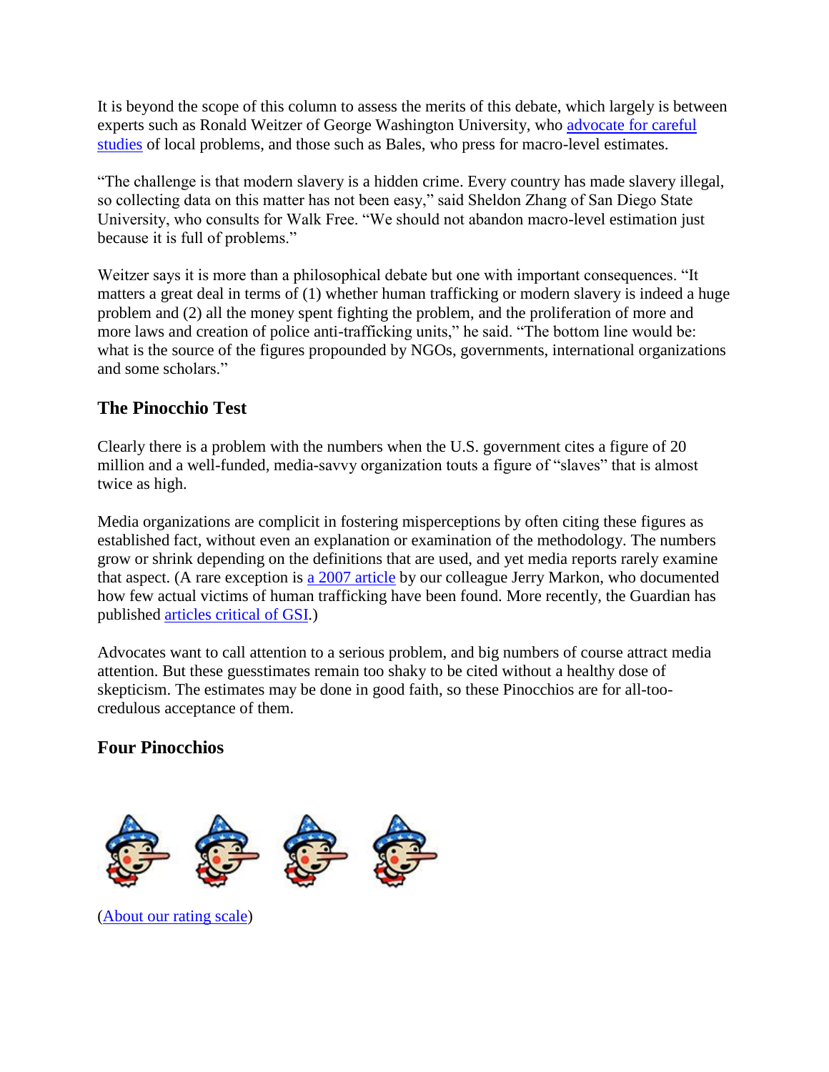It is beyond the scope of this column to assess the merits of this debate, which largely is between experts such as Ronald Weitzer of George Washington University, who [advocate for careful studies](#) of local problems, and those such as Bales, who press for macro-level estimates.

"The challenge is that modern slavery is a hidden crime. Every country has made slavery illegal, so collecting data on this matter has not been easy," said Sheldon Zhang of San Diego State University, who consults for Walk Free. "We should not abandon macro-level estimation just because it is full of problems."

Weitzer says it is more than a philosophical debate but one with important consequences. "It matters a great deal in terms of (1) whether human trafficking or modern slavery is indeed a huge problem and (2) all the money spent fighting the problem, and the proliferation of more and more laws and creation of police anti-trafficking units," he said. "The bottom line would be: what is the source of the figures propounded by NGOs, governments, international organizations and some scholars."

### The Pinocchio Test

Clearly there is a problem with the numbers when the U.S. government cites a figure of 20 million and a well-funded, media-savvy organization touts a figure of "slaves" that is almost twice as high.

Media organizations are complicit in fostering misperceptions by often citing these figures as established fact, without even an explanation or examination of the methodology. The numbers grow or shrink depending on the definitions that are used, and yet media reports rarely examine that aspect. (A rare exception is [a 2007 article](#) by our colleague Jerry Markon, who documented how few actual victims of human trafficking have been found. More recently, the Guardian has published [articles critical of GSI](#).)

Advocates want to call attention to a serious problem, and big numbers of course attract media attention. But these guesstimates remain too shaky to be cited without a healthy dose of skepticism. The estimates may be done in good faith, so these Pinocchios are for all-too-credulous acceptance of them.

### Four Pinocchios

([About our rating scale](#))